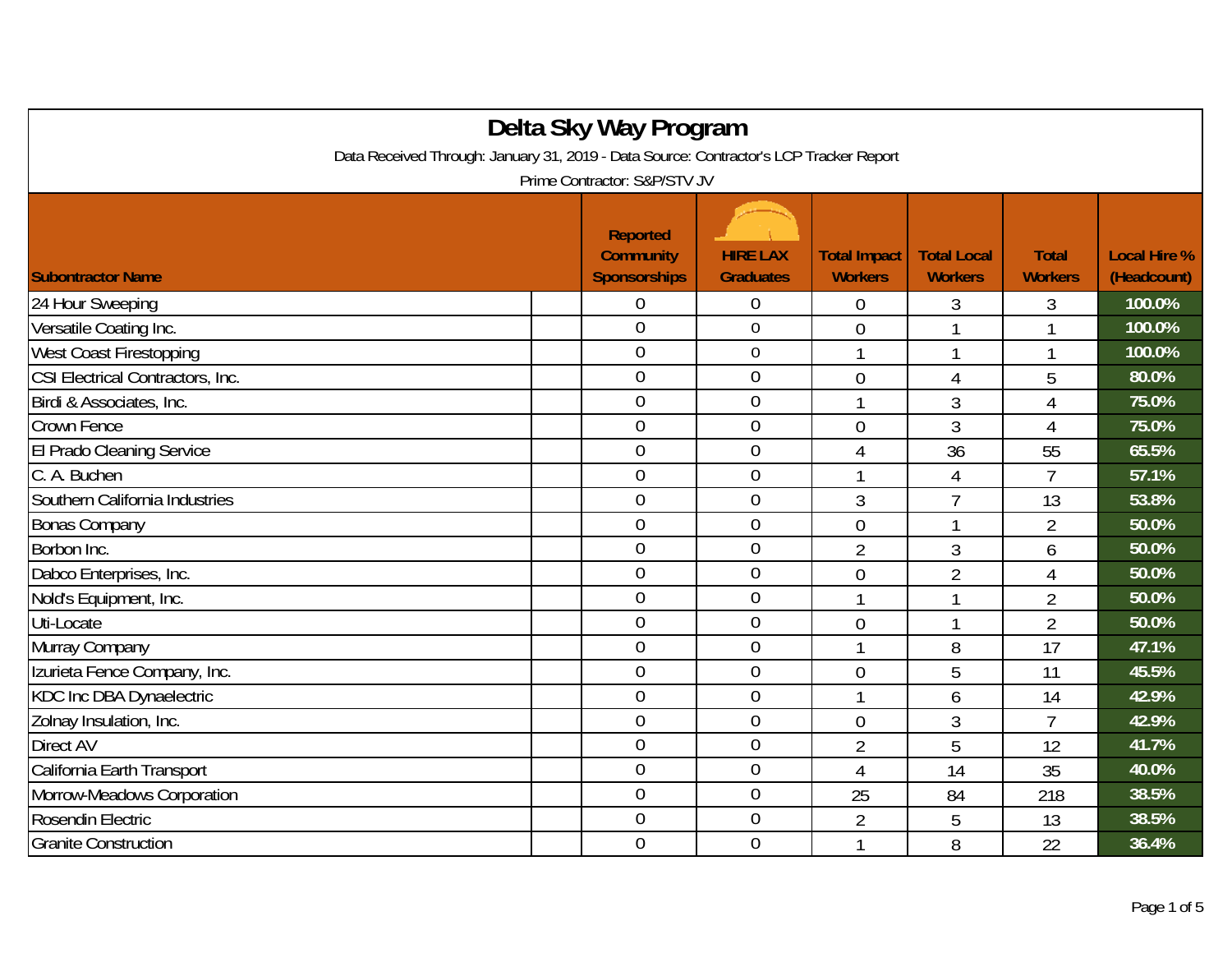# Delta Sky Way Program

Data Received Through: January 31, 2019 - Data Source: Contractor's LCP Tracker Report

Prime Contractor: S&P/STV JV

| Subontractor Name | Reported Community Sponsorships | HIRE LAX Graduates | Total Impact Workers | Total Local Workers | Total Workers | Local Hire % (Headcount) |
|---|---|---|---|---|---|---|
| 24 Hour Sweeping | 0 | 0 | 0 | 3 | 3 | 100.0% |
| Versatile Coating Inc. | 0 | 0 | 0 | 1 | 1 | 100.0% |
| West Coast Firestopping | 0 | 0 | 1 | 1 | 1 | 100.0% |
| CSI Electrical Contractors, Inc. | 0 | 0 | 0 | 4 | 5 | 80.0% |
| Birdi & Associates, Inc. | 0 | 0 | 1 | 3 | 4 | 75.0% |
| Crown Fence | 0 | 0 | 0 | 3 | 4 | 75.0% |
| El Prado Cleaning Service | 0 | 0 | 4 | 36 | 55 | 65.5% |
| C. A. Buchen | 0 | 0 | 1 | 4 | 7 | 57.1% |
| Southern California Industries | 0 | 0 | 3 | 7 | 13 | 53.8% |
| Bonas Company | 0 | 0 | 0 | 1 | 2 | 50.0% |
| Borbon Inc. | 0 | 0 | 2 | 3 | 6 | 50.0% |
| Dabco Enterprises, Inc. | 0 | 0 | 0 | 2 | 4 | 50.0% |
| Nold's Equipment, Inc. | 0 | 0 | 1 | 1 | 2 | 50.0% |
| Uti-Locate | 0 | 0 | 0 | 1 | 2 | 50.0% |
| Murray Company | 0 | 0 | 1 | 8 | 17 | 47.1% |
| Izurieta Fence Company, Inc. | 0 | 0 | 0 | 5 | 11 | 45.5% |
| KDC Inc DBA Dynaelectric | 0 | 0 | 1 | 6 | 14 | 42.9% |
| Zolnay Insulation, Inc. | 0 | 0 | 0 | 3 | 7 | 42.9% |
| Direct AV | 0 | 0 | 2 | 5 | 12 | 41.7% |
| California Earth Transport | 0 | 0 | 4 | 14 | 35 | 40.0% |
| Morrow-Meadows Corporation | 0 | 0 | 25 | 84 | 218 | 38.5% |
| Rosendin Electric | 0 | 0 | 2 | 5 | 13 | 38.5% |
| Granite Construction | 0 | 0 | 1 | 8 | 22 | 36.4% |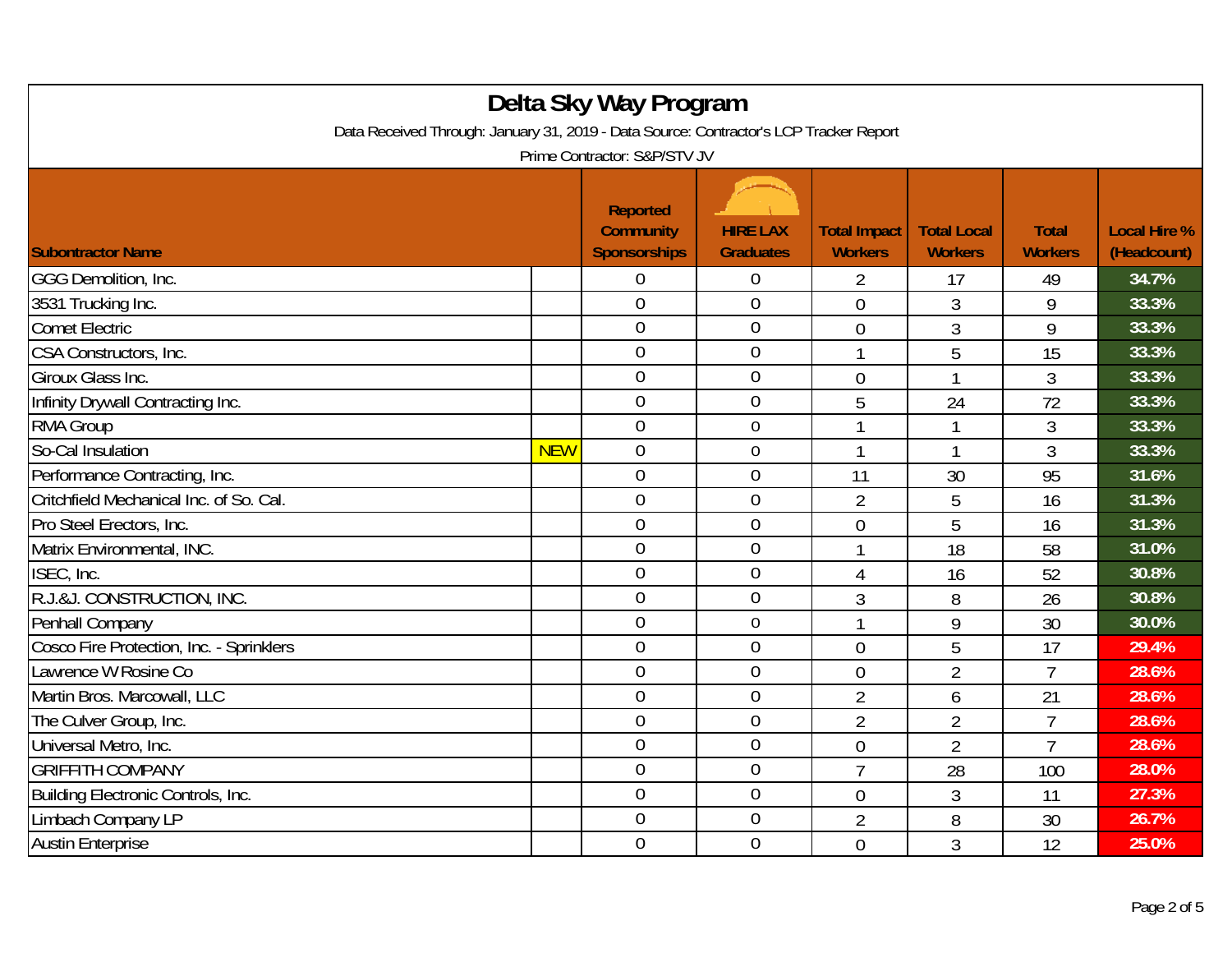# Delta Sky Way Program

Data Received Through: January 31, 2019 - Data Source: Contractor's LCP Tracker Report

Prime Contractor: S&P/STV JV

| Subontractor Name | | Reported Community Sponsorships | HIRE LAX Graduates | Total Impact Workers | Total Local Workers | Total Workers | Local Hire % (Headcount) |
|---|---|---|---|---|---|---|---|
| GGG Demolition, Inc. | | 0 | 0 | 2 | 17 | 49 | 34.7% |
| 3531 Trucking Inc. | | 0 | 0 | 0 | 3 | 9 | 33.3% |
| Comet Electric | | 0 | 0 | 0 | 3 | 9 | 33.3% |
| CSA Constructors, Inc. | | 0 | 0 | 1 | 5 | 15 | 33.3% |
| Giroux Glass Inc. | | 0 | 0 | 0 | 1 | 3 | 33.3% |
| Infinity Drywall Contracting Inc. | | 0 | 0 | 5 | 24 | 72 | 33.3% |
| RMA Group | | 0 | 0 | 1 | 1 | 3 | 33.3% |
| So-Cal Insulation | NEW | 0 | 0 | 1 | 1 | 3 | 33.3% |
| Performance Contracting, Inc. | | 0 | 0 | 11 | 30 | 95 | 31.6% |
| Critchfield Mechanical Inc. of So. Cal. | | 0 | 0 | 2 | 5 | 16 | 31.3% |
| Pro Steel Erectors, Inc. | | 0 | 0 | 0 | 5 | 16 | 31.3% |
| Matrix Environmental, INC. | | 0 | 0 | 1 | 18 | 58 | 31.0% |
| ISEC, Inc. | | 0 | 0 | 4 | 16 | 52 | 30.8% |
| R.J.&J. CONSTRUCTION, INC. | | 0 | 0 | 3 | 8 | 26 | 30.8% |
| Penhall Company | | 0 | 0 | 1 | 9 | 30 | 30.0% |
| Cosco Fire Protection, Inc. - Sprinklers | | 0 | 0 | 0 | 5 | 17 | 29.4% |
| Lawrence W Rosine Co | | 0 | 0 | 0 | 2 | 7 | 28.6% |
| Martin Bros. Marcowall, LLC | | 0 | 0 | 2 | 6 | 21 | 28.6% |
| The Culver Group, Inc. | | 0 | 0 | 2 | 2 | 7 | 28.6% |
| Universal Metro, Inc. | | 0 | 0 | 0 | 2 | 7 | 28.6% |
| GRIFFITH COMPANY | | 0 | 0 | 7 | 28 | 100 | 28.0% |
| Building Electronic Controls, Inc. | | 0 | 0 | 0 | 3 | 11 | 27.3% |
| Limbach Company LP | | 0 | 0 | 2 | 8 | 30 | 26.7% |
| Austin Enterprise | | 0 | 0 | 0 | 3 | 12 | 25.0% |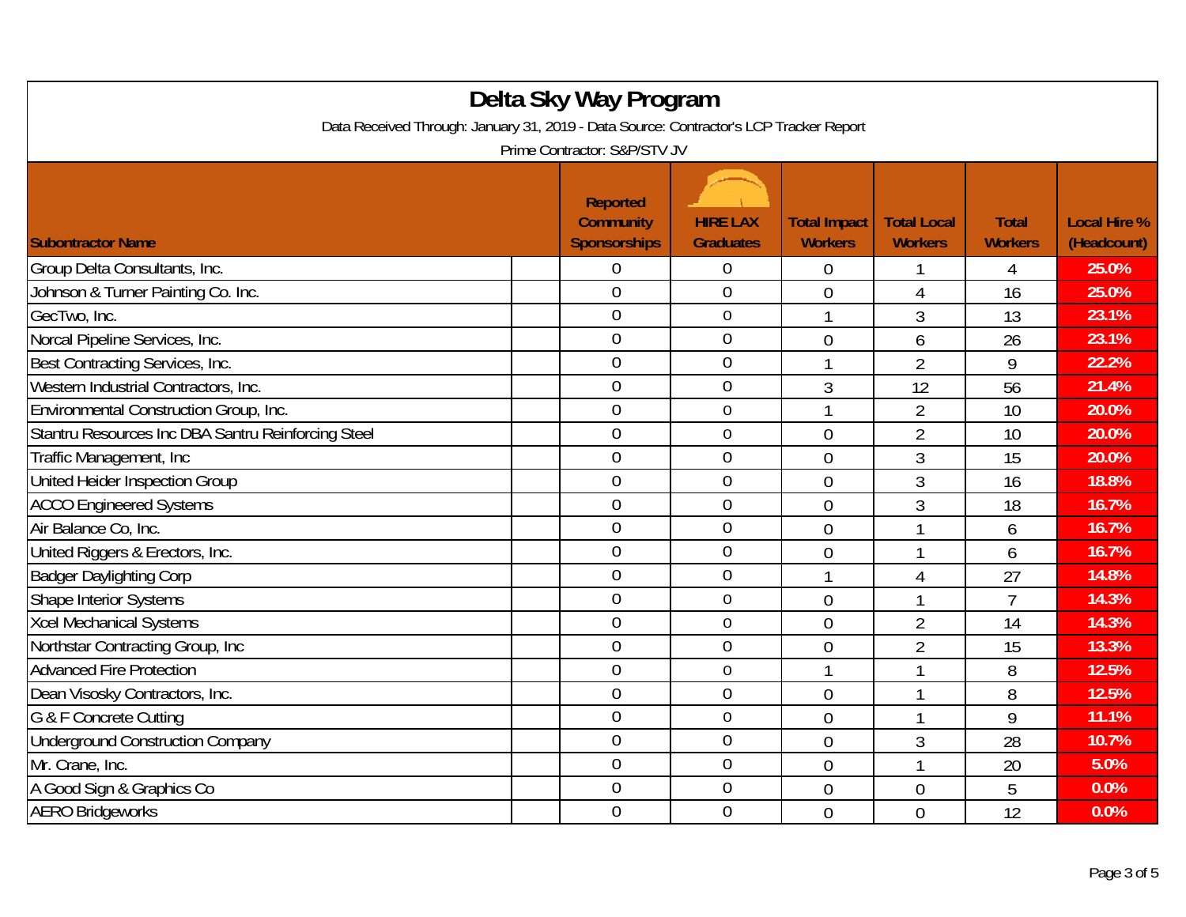# Delta Sky Way Program

Data Received Through: January 31, 2019 - Data Source: Contractor's LCP Tracker Report

Prime Contractor: S&P/STV JV

| Subcontractor Name | Reported Community Sponsorships | HIRE LAX Graduates | Total Impact Workers | Total Local Workers | Total Workers | Local Hire % (Headcount) |
|---|---|---|---|---|---|---|
| Group Delta Consultants, Inc. | 0 | 0 | 0 | 1 | 4 | 25.0% |
| Johnson & Turner Painting Co. Inc. | 0 | 0 | 0 | 4 | 16 | 25.0% |
| GecTwo, Inc. | 0 | 0 | 1 | 3 | 13 | 23.1% |
| Norcal Pipeline Services, Inc. | 0 | 0 | 0 | 6 | 26 | 23.1% |
| Best Contracting Services, Inc. | 0 | 0 | 1 | 2 | 9 | 22.2% |
| Western Industrial Contractors, Inc. | 0 | 0 | 3 | 12 | 56 | 21.4% |
| Environmental Construction Group, Inc. | 0 | 0 | 1 | 2 | 10 | 20.0% |
| Stantru Resources Inc DBA Santru Reinforcing Steel | 0 | 0 | 0 | 2 | 10 | 20.0% |
| Traffic Management, Inc | 0 | 0 | 0 | 3 | 15 | 20.0% |
| United Heider Inspection Group | 0 | 0 | 0 | 3 | 16 | 18.8% |
| ACCO Engineered Systems | 0 | 0 | 0 | 3 | 18 | 16.7% |
| Air Balance Co, Inc. | 0 | 0 | 0 | 1 | 6 | 16.7% |
| United Riggers & Erectors, Inc. | 0 | 0 | 0 | 1 | 6 | 16.7% |
| Badger Daylighting Corp | 0 | 0 | 1 | 4 | 27 | 14.8% |
| Shape Interior Systems | 0 | 0 | 0 | 1 | 7 | 14.3% |
| Xcel Mechanical Systems | 0 | 0 | 0 | 2 | 14 | 14.3% |
| Northstar Contracting Group, Inc | 0 | 0 | 0 | 2 | 15 | 13.3% |
| Advanced Fire Protection | 0 | 0 | 1 | 1 | 8 | 12.5% |
| Dean Visosky Contractors, Inc. | 0 | 0 | 0 | 1 | 8 | 12.5% |
| G & F Concrete Cutting | 0 | 0 | 0 | 1 | 9 | 11.1% |
| Underground Construction Company | 0 | 0 | 0 | 3 | 28 | 10.7% |
| Mr. Crane, Inc. | 0 | 0 | 0 | 1 | 20 | 5.0% |
| A Good Sign & Graphics Co | 0 | 0 | 0 | 0 | 5 | 0.0% |
| AERO Bridgeworks | 0 | 0 | 0 | 0 | 12 | 0.0% |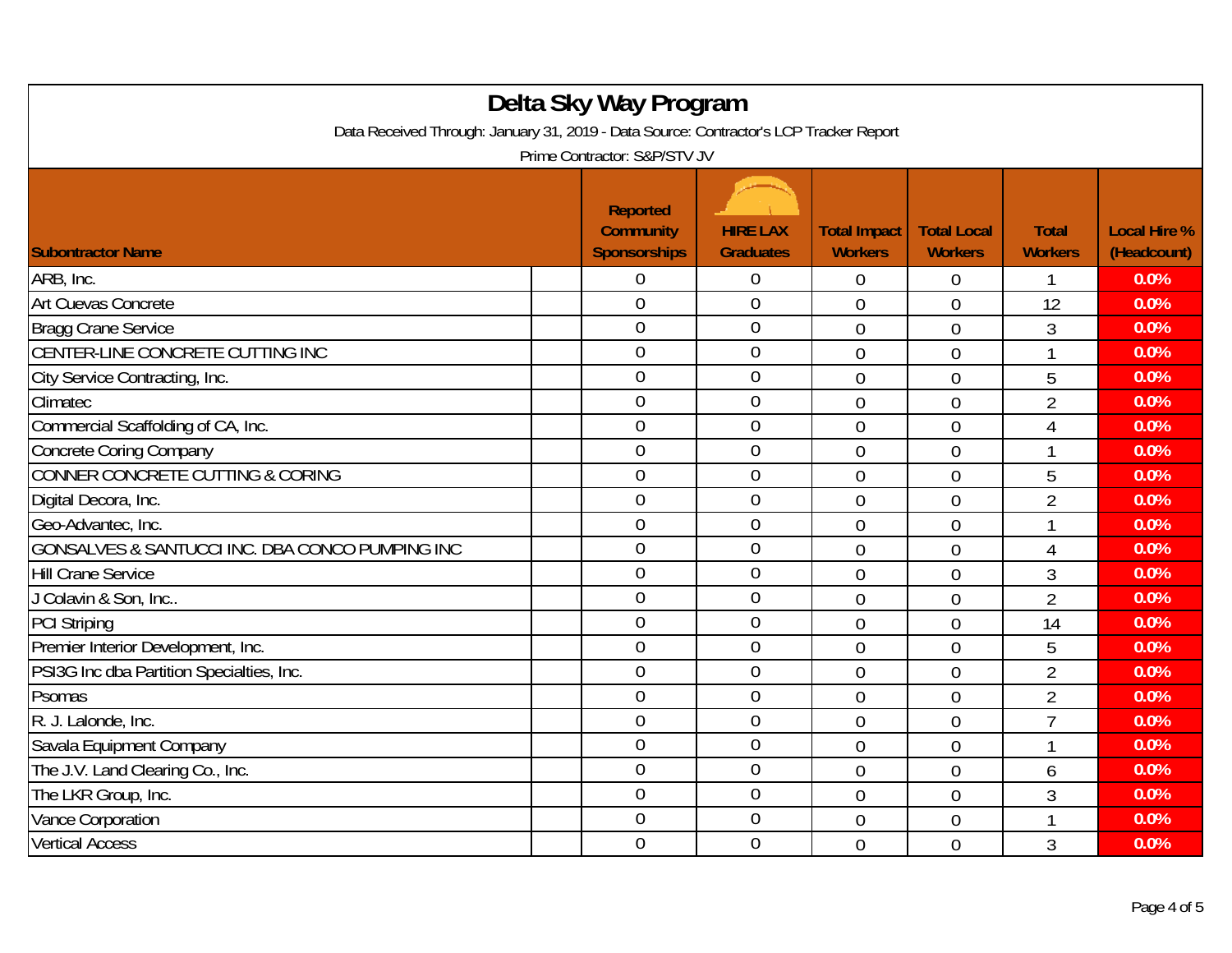# Delta Sky Way Program

Data Received Through: January 31, 2019 - Data Source: Contractor's LCP Tracker Report

Prime Contractor: S&P/STV JV

| Subcontractor Name | Reported Community Sponsorships | HIRE LAX Graduates | Total Impact Workers | Total Local Workers | Total Workers | Local Hire % (Headcount) |
|---|---|---|---|---|---|---|
| ARB, Inc. | 0 | 0 | 0 | 0 | 1 | 0.0% |
| Art Cuevas Concrete | 0 | 0 | 0 | 0 | 12 | 0.0% |
| Bragg Crane Service | 0 | 0 | 0 | 0 | 3 | 0.0% |
| CENTER-LINE CONCRETE CUTTING INC | 0 | 0 | 0 | 0 | 1 | 0.0% |
| City Service Contracting, Inc. | 0 | 0 | 0 | 0 | 5 | 0.0% |
| Climatec | 0 | 0 | 0 | 0 | 2 | 0.0% |
| Commercial Scaffolding of CA, Inc. | 0 | 0 | 0 | 0 | 4 | 0.0% |
| Concrete Coring Company | 0 | 0 | 0 | 0 | 1 | 0.0% |
| CONNER CONCRETE CUTTING & CORING | 0 | 0 | 0 | 0 | 5 | 0.0% |
| Digital Decora, Inc. | 0 | 0 | 0 | 0 | 2 | 0.0% |
| Geo-Advantec, Inc. | 0 | 0 | 0 | 0 | 1 | 0.0% |
| GONSALVES & SANTUCCI INC. DBA CONCO PUMPING INC | 0 | 0 | 0 | 0 | 4 | 0.0% |
| Hill Crane Service | 0 | 0 | 0 | 0 | 3 | 0.0% |
| J Colavin & Son, Inc.. | 0 | 0 | 0 | 0 | 2 | 0.0% |
| PCI Striping | 0 | 0 | 0 | 0 | 14 | 0.0% |
| Premier Interior Development, Inc. | 0 | 0 | 0 | 0 | 5 | 0.0% |
| PSI3G Inc dba Partition Specialties, Inc. | 0 | 0 | 0 | 0 | 2 | 0.0% |
| Psomas | 0 | 0 | 0 | 0 | 2 | 0.0% |
| R. J. Lalonde, Inc. | 0 | 0 | 0 | 0 | 7 | 0.0% |
| Savala Equipment Company | 0 | 0 | 0 | 0 | 1 | 0.0% |
| The J.V. Land Clearing Co., Inc. | 0 | 0 | 0 | 0 | 6 | 0.0% |
| The LKR Group, Inc. | 0 | 0 | 0 | 0 | 3 | 0.0% |
| Vance Corporation | 0 | 0 | 0 | 0 | 1 | 0.0% |
| Vertical Access | 0 | 0 | 0 | 0 | 3 | 0.0% |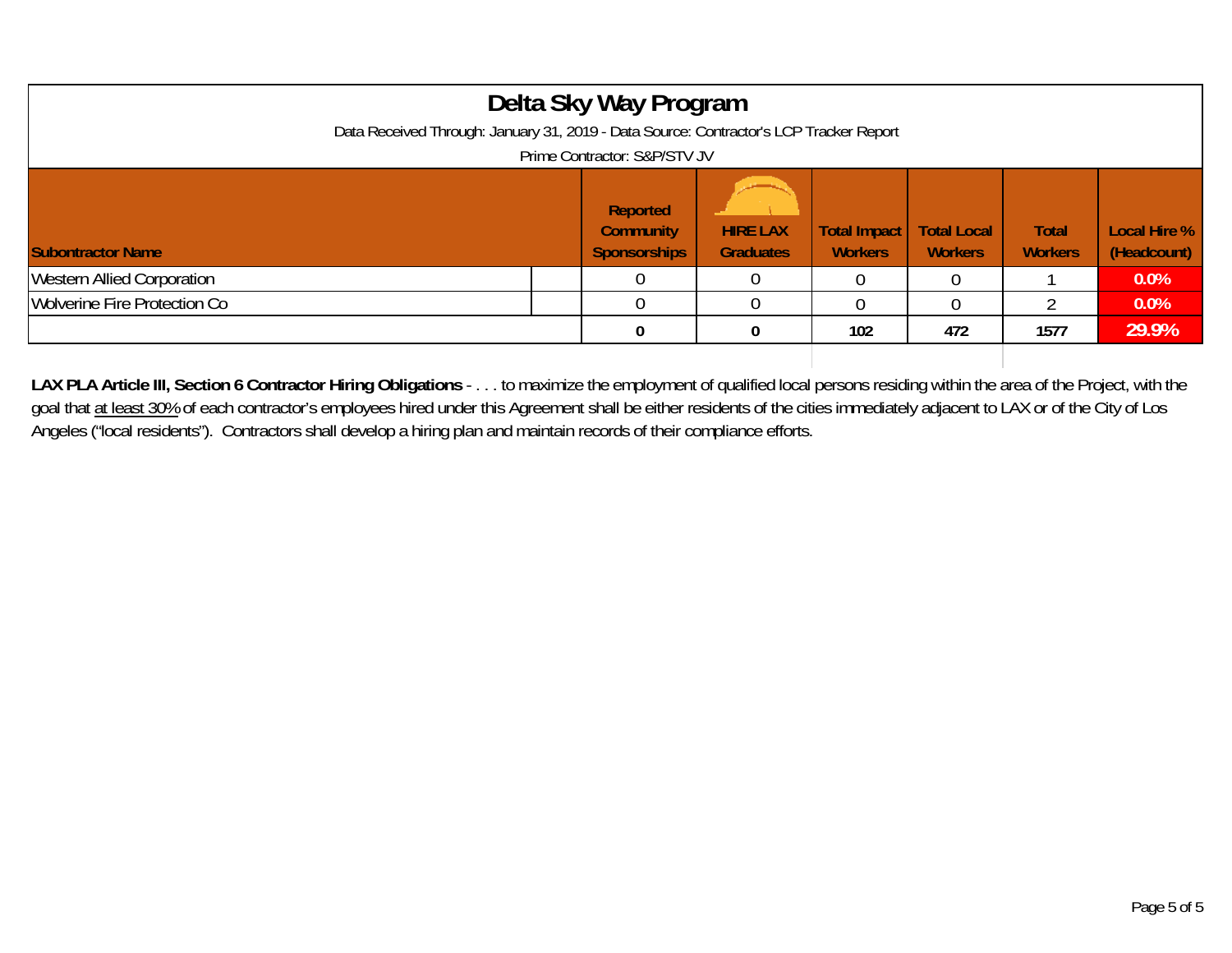# Delta Sky Way Program

Data Received Through: January 31, 2019 - Data Source: Contractor's LCP Tracker Report

Prime Contractor: S&P/STV JV

| Subontractor Name | | Reported Community Sponsorships | HIRE LAX Graduates | Total Impact Workers | Total Local Workers | Total Workers | Local Hire % (Headcount) |
|---|---|---|---|---|---|---|---|
| Western Allied Corporation | | 0 | 0 | 0 | 0 | 1 | 0.0% |
| Wolverine Fire Protection Co | | 0 | 0 | 0 | 0 | 2 | 0.0% |
| | | **0** | **0** | **102** | **472** | **1577** | **29.9%** |

**LAX PLA Article III, Section 6 Contractor Hiring Obligations** - . . . to maximize the employment of qualified local persons residing within the area of the Project, with the goal that at least 30% of each contractor's employees hired under this Agreement shall be either residents of the cities immediately adjacent to LAX or of the City of Los Angeles ("local residents"). Contractors shall develop a hiring plan and maintain records of their compliance efforts.